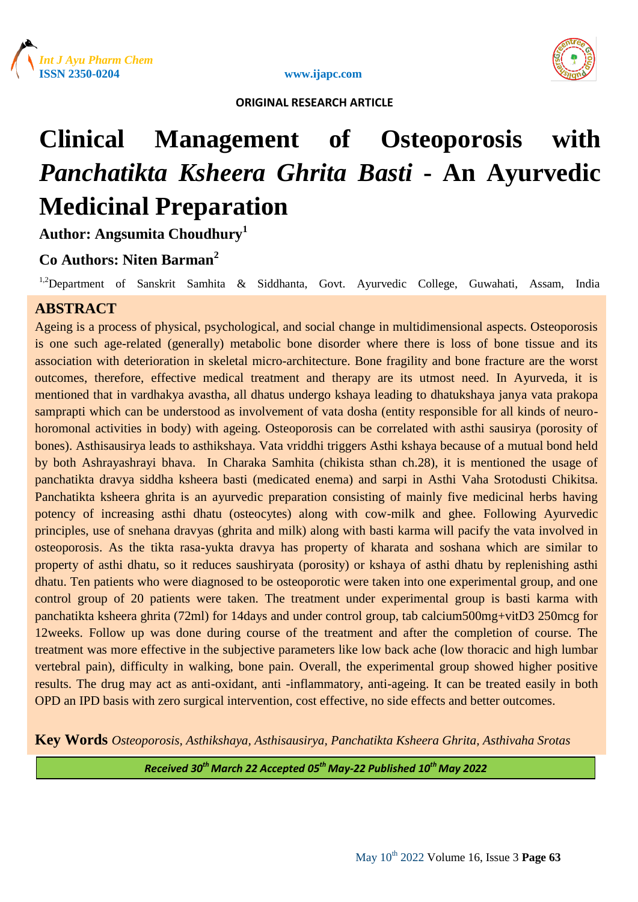ORIGINAL RESEARCH ARTICLE

# Clinical Management of Osteoporosis with *Panchatikta Ksheera Ghrita Basti* - An Ayurvedic Medicinal Preparation

**Author: Angsumita Choudhury[1]**

**Co Authors: Niten Barman[2]**

[1,2]Department of Sanskrit Samhita & Siddhanta, Govt. Ayurvedic College, Guwahati, Assam, India

## ABSTRACT

Ageing is a process of physical, psychological, and social change in multidimensional aspects. Osteoporosis is one such age-related (generally) metabolic bone disorder where there is loss of bone tissue and its association with deterioration in skeletal micro-architecture. Bone fragility and bone fracture are the worst outcomes, therefore, effective medical treatment and therapy are its utmost need. In Ayurveda, it is mentioned that in vardhakya avastha, all dhatus undergo kshaya leading to dhatukshaya janya vata prakopa samprapti which can be understood as involvement of vata dosha (entity responsible for all kinds of neuro-horomonal activities in body) with ageing. Osteoporosis can be correlated with asthi sausirya (porosity of bones). Asthisausirya leads to asthikshaya. Vata vriddhi triggers Asthi kshaya because of a mutual bond held by both Ashrayashrayi bhava. In Charaka Samhita (chikista sthan ch.28), it is mentioned the usage of panchatikta dravya siddha ksheera basti (medicated enema) and sarpi in Asthi Vaha Srotodusti Chikitsa. Panchatikta ksheera ghrita is an ayurvedic preparation consisting of mainly five medicinal herbs having potency of increasing asthi dhatu (osteocytes) along with cow-milk and ghee. Following Ayurvedic principles, use of snehana dravyas (ghrita and milk) along with basti karma will pacify the vata involved in osteoporosis. As the tikta rasa-yukta dravya has property of kharata and soshana which are similar to property of asthi dhatu, so it reduces saushiryata (porosity) or kshaya of asthi dhatu by replenishing asthi dhatu. Ten patients who were diagnosed to be osteoporotic were taken into one experimental group, and one control group of 20 patients were taken. The treatment under experimental group is basti karma with panchatikta ksheera ghrita (72ml) for 14days and under control group, tab calcium500mg+vitD3 250mcg for 12weeks. Follow up was done during course of the treatment and after the completion of course. The treatment was more effective in the subjective parameters like low back ache (low thoracic and high lumbar vertebral pain), difficulty in walking, bone pain. Overall, the experimental group showed higher positive results. The drug may act as anti-oxidant, anti -inflammatory, anti-ageing. It can be treated easily in both OPD an IPD basis with zero surgical intervention, cost effective, no side effects and better outcomes.

**Key Words** *Osteoporosis, Asthikshaya, Asthisausirya, Panchatikta Ksheera Ghrita, Asthivaha Srotas*

*Received 30th March 22 Accepted 05th May-22 Published 10th May 2022*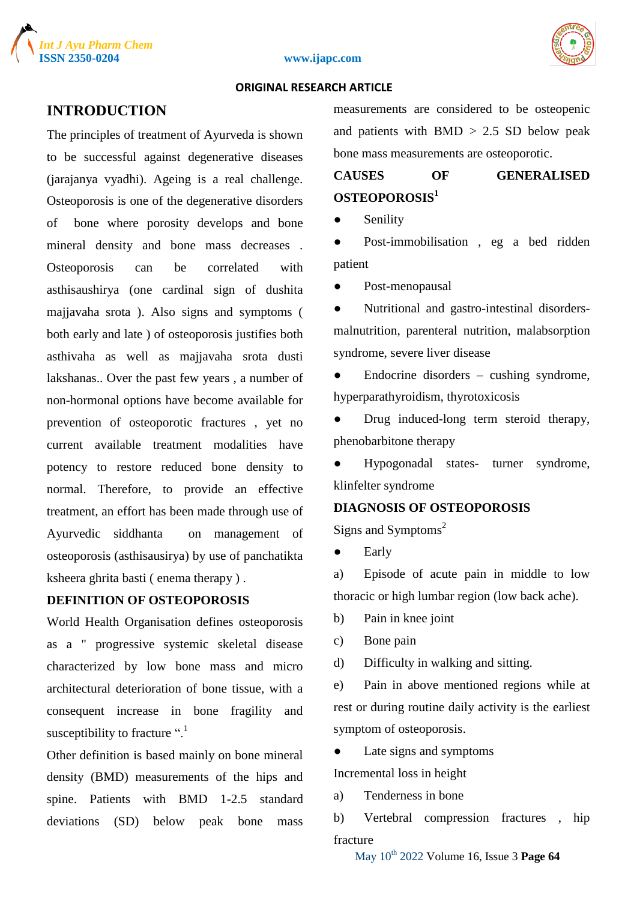## INTRODUCTION

The principles of treatment of Ayurveda is shown to be successful against degenerative diseases (jarajanya vyadhi). Ageing is a real challenge. Osteoporosis is one of the degenerative disorders of bone where porosity develops and bone mineral density and bone mass decreases . Osteoporosis can be correlated with asthisaushirya (one cardinal sign of dushita majjavaha srota ). Also signs and symptoms ( both early and late ) of osteoporosis justifies both asthivaha as well as majjavaha srota dusti lakshanas.. Over the past few years , a number of non-hormonal options have become available for prevention of osteoporotic fractures , yet no current available treatment modalities have potency to restore reduced bone density to normal. Therefore, to provide an effective treatment, an effort has been made through use of Ayurvedic siddhanta on management of osteoporosis (asthisausirya) by use of panchatikta ksheera ghrita basti ( enema therapy ) .

## DEFINITION OF OSTEOPOROSIS

World Health Organisation defines osteoporosis as a " progressive systemic skeletal disease characterized by low bone mass and micro architectural deterioration of bone tissue, with a consequent increase in bone fragility and susceptibility to fracture ".[1]

Other definition is based mainly on bone mineral density (BMD) measurements of the hips and spine. Patients with BMD 1-2.5 standard deviations (SD) below peak bone mass measurements are considered to be osteopenic and patients with BMD > 2.5 SD below peak bone mass measurements are osteoporotic.

## CAUSES OF GENERALISED OSTEOPOROSIS[1]

- Senility
- Post-immobilisation , eg a bed ridden patient
- Post-menopausal
- Nutritional and gastro-intestinal disorders- malnutrition, parenteral nutrition, malabsorption syndrome, severe liver disease
- Endocrine disorders – cushing syndrome, hyperparathyroidism, thyrotoxicosis
- Drug induced-long term steroid therapy, phenobarbitone therapy
- Hypogonadal states- turner syndrome, klinfelter syndrome

## DIAGNOSIS OF OSTEOPOROSIS

Signs and Symptoms[2]

- Early

a) Episode of acute pain in middle to low thoracic or high lumbar region (low back ache).

b) Pain in knee joint

c) Bone pain

d) Difficulty in walking and sitting.

e) Pain in above mentioned regions while at rest or during routine daily activity is the earliest symptom of osteoporosis.

- Late signs and symptoms

Incremental loss in height

a) Tenderness in bone

b) Vertebral compression fractures , hip fracture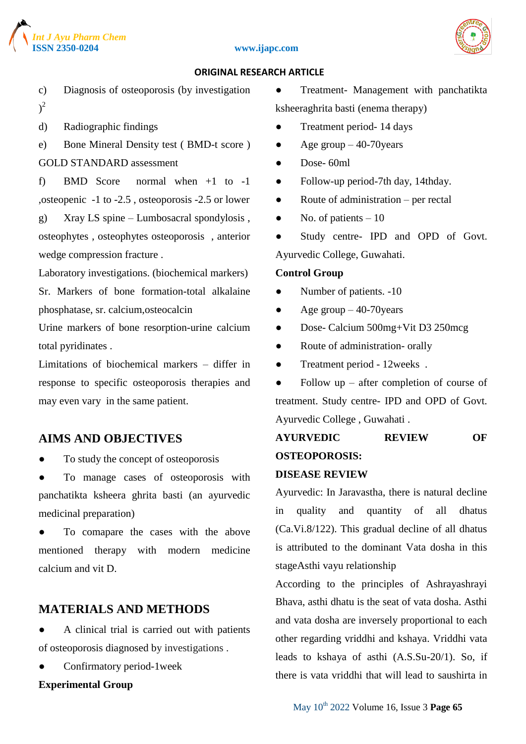c) Diagnosis of osteoporosis (by investigation )[2]

d) Radiographic findings

e) Bone Mineral Density test ( BMD-t score ) GOLD STANDARD assessment

f) BMD Score normal when +1 to -1 ,osteopenic -1 to -2.5 , osteoporosis -2.5 or lower

g) Xray LS spine – Lumbosacral spondylosis , osteophytes , osteophytes osteoporosis , anterior wedge compression fracture .

Laboratory investigations. (biochemical markers)

Sr. Markers of bone formation-total alkalaine phosphatase, sr. calcium,osteocalcin

Urine markers of bone resorption-urine calcium total pyridinates .

Limitations of biochemical markers – differ in response to specific osteoporosis therapies and may even vary in the same patient.

## AIMS AND OBJECTIVES

- To study the concept of osteoporosis
- To manage cases of osteoporosis with panchatikta ksheera ghrita basti (an ayurvedic medicinal preparation)
- To comapare the cases with the above mentioned therapy with modern medicine calcium and vit D.

## MATERIALS AND METHODS

- A clinical trial is carried out with patients of osteoporosis diagnosed by investigations .
- Confirmatory period-1week

**Experimental Group**

- Treatment- Management with panchatikta ksheeraghrita basti (enema therapy)
- Treatment period- 14 days
- Age group – 40-70years
- Dose- 60ml
- Follow-up period-7th day, 14thday.
- Route of administration – per rectal
- No. of patients – 10
- Study centre- IPD and OPD of Govt. Ayurvedic College, Guwahati.

**Control Group**

- Number of patients. -10
- Age group – 40-70years
- Dose- Calcium 500mg+Vit D3 250mcg
- Route of administration- orally
- Treatment period - 12weeks .
- Follow up – after completion of course of treatment. Study centre- IPD and OPD of Govt. Ayurvedic College , Guwahati .

**AYURVEDIC REVIEW OF OSTEOPOROSIS:**

**DISEASE REVIEW**

Ayurvedic: In Jaravastha, there is natural decline in quality and quantity of all dhatus (Ca.Vi.8/122). This gradual decline of all dhatus is attributed to the dominant Vata dosha in this stageAsthi vayu relationship

According to the principles of Ashrayashrayi Bhava, asthi dhatu is the seat of vata dosha. Asthi and vata dosha are inversely proportional to each other regarding vriddhi and kshaya. Vriddhi vata leads to kshaya of asthi (A.S.Su-20/1). So, if there is vata vriddhi that will lead to saushirta in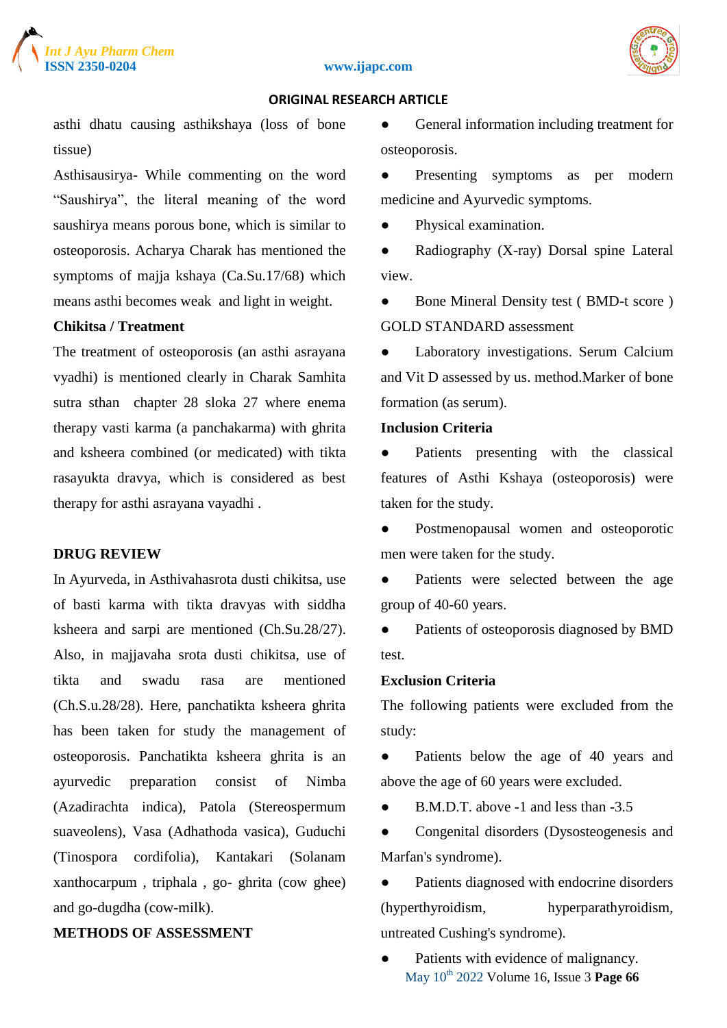asthi dhatu causing asthikshaya (loss of bone tissue)

Asthisausirya- While commenting on the word "Saushirya", the literal meaning of the word saushirya means porous bone, which is similar to osteoporosis. Acharya Charak has mentioned the symptoms of majja kshaya (Ca.Su.17/68) which means asthi becomes weak and light in weight.

**Chikitsa / Treatment**

The treatment of osteoporosis (an asthi asrayana vyadhi) is mentioned clearly in Charak Samhita sutra sthan chapter 28 sloka 27 where enema therapy vasti karma (a panchakarma) with ghrita and ksheera combined (or medicated) with tikta rasayukta dravya, which is considered as best therapy for asthi asrayana vayadhi .

## DRUG REVIEW

In Ayurveda, in Asthivahasrota dusti chikitsa, use of basti karma with tikta dravyas with siddha ksheera and sarpi are mentioned (Ch.Su.28/27). Also, in majjavaha srota dusti chikitsa, use of tikta and swadu rasa are mentioned (Ch.S.u.28/28). Here, panchatikta ksheera ghrita has been taken for study the management of osteoporosis. Panchatikta ksheera ghrita is an ayurvedic preparation consist of Nimba (Azadirachta indica), Patola (Stereospermum suaveolens), Vasa (Adhathoda vasica), Guduchi (Tinospora cordifolia), Kantakari (Solanam xanthocarpum , triphala , go- ghrita (cow ghee) and go-dugdha (cow-milk).

## METHODS OF ASSESSMENT

- General information including treatment for osteoporosis.
- Presenting symptoms as per modern medicine and Ayurvedic symptoms.
- Physical examination.
- Radiography (X-ray) Dorsal spine Lateral view.
- Bone Mineral Density test ( BMD-t score ) GOLD STANDARD assessment
- Laboratory investigations. Serum Calcium and Vit D assessed by us. method.Marker of bone formation (as serum).

**Inclusion Criteria**

- Patients presenting with the classical features of Asthi Kshaya (osteoporosis) were taken for the study.
- Postmenopausal women and osteoporotic men were taken for the study.
- Patients were selected between the age group of 40-60 years.
- Patients of osteoporosis diagnosed by BMD test.

**Exclusion Criteria**

The following patients were excluded from the study:

- Patients below the age of 40 years and above the age of 60 years were excluded.
- B.M.D.T. above -1 and less than -3.5
- Congenital disorders (Dysosteogenesis and Marfan's syndrome).
- Patients diagnosed with endocrine disorders (hyperthyroidism, hyperparathyroidism, untreated Cushing's syndrome).
- Patients with evidence of malignancy.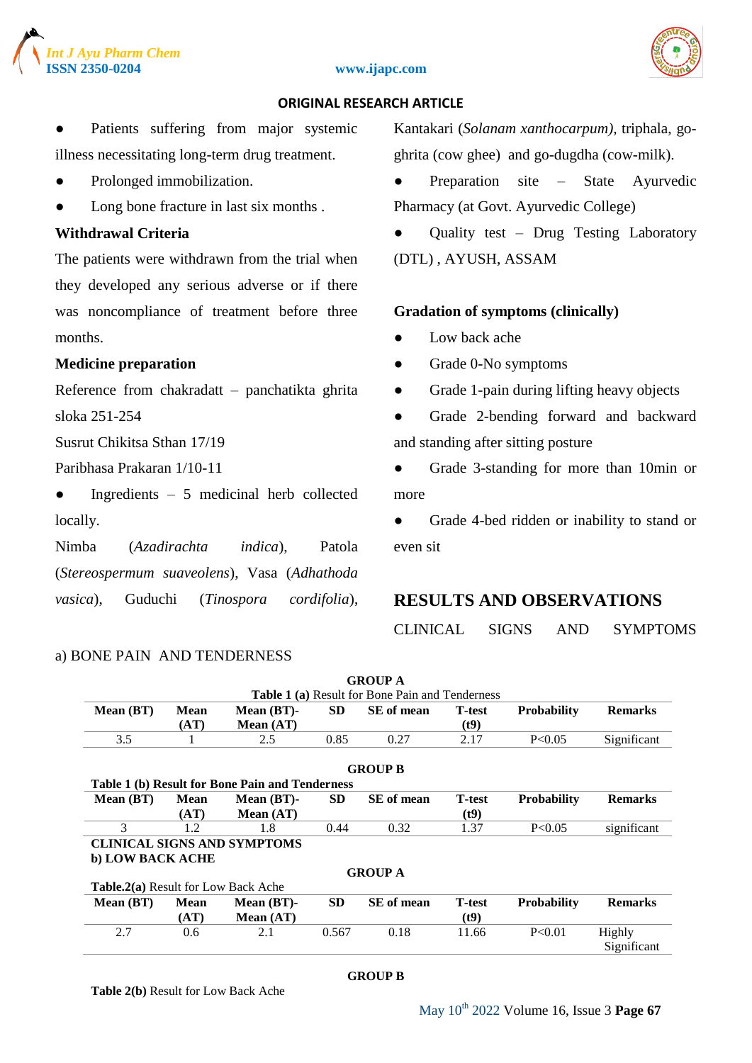- Patients suffering from major systemic illness necessitating long-term drug treatment.
- Prolonged immobilization.
- Long bone fracture in last six months .

**Withdrawal Criteria**

The patients were withdrawn from the trial when they developed any serious adverse or if there was noncompliance of treatment before three months.

**Medicine preparation**

Reference from chakradatt – panchatikta ghrita sloka 251-254

Susrut Chikitsa Sthan 17/19

Paribhasa Prakaran 1/10-11

- Ingredients – 5 medicinal herb collected locally.

Nimba (*Azadirachta indica*), Patola (*Stereospermum suaveolens*), Vasa (*Adhathoda vasica*), Guduchi (*Tinospora cordifolia*), Kantakari (*Solanam xanthocarpum)*, triphala, go-ghrita (cow ghee) and go-dugdha (cow-milk).

- Preparation site – State Ayurvedic Pharmacy (at Govt. Ayurvedic College)
- Quality test – Drug Testing Laboratory (DTL) , AYUSH, ASSAM

**Gradation of symptoms (clinically)**

- Low back ache
- Grade 0-No symptoms
- Grade 1-pain during lifting heavy objects
- Grade 2-bending forward and backward and standing after sitting posture
- Grade 3-standing for more than 10min or more
- Grade 4-bed ridden or inability to stand or even sit

## RESULTS AND OBSERVATIONS

CLINICAL SIGNS AND SYMPTOMS

a) BONE PAIN AND TENDERNESS

**GROUP A**

**Table 1 (a)** Result for Bone Pain and Tenderness

| Mean (BT) | Mean (AT) | Mean (BT)- Mean (AT) | SD | SE of mean | T-test (t9) | Probability | Remarks |
|---|---|---|---|---|---|---|---|
| 3.5 | 1 | 2.5 | 0.85 | 0.27 | 2.17 | P<0.05 | Significant |

**GROUP B**

**Table 1 (b) Result for Bone Pain and Tenderness**

| Mean (BT) | Mean (AT) | Mean (BT)- Mean (AT) | SD | SE of mean | T-test (t9) | Probability | Remarks |
|---|---|---|---|---|---|---|---|
| 3 | 1.2 | 1.8 | 0.44 | 0.32 | 1.37 | P<0.05 | significant |

**CLINICAL SIGNS AND SYMPTOMS**

**b) LOW BACK ACHE**

**GROUP A**

**Table.2(a)** Result for Low Back Ache

| Mean (BT) | Mean (AT) | Mean (BT)- Mean (AT) | SD | SE of mean | T-test (t9) | Probability | Remarks |
|---|---|---|---|---|---|---|---|
| 2.7 | 0.6 | 2.1 | 0.567 | 0.18 | 11.66 | P<0.01 | Highly Significant |

**GROUP B**

**Table 2(b)** Result for Low Back Ache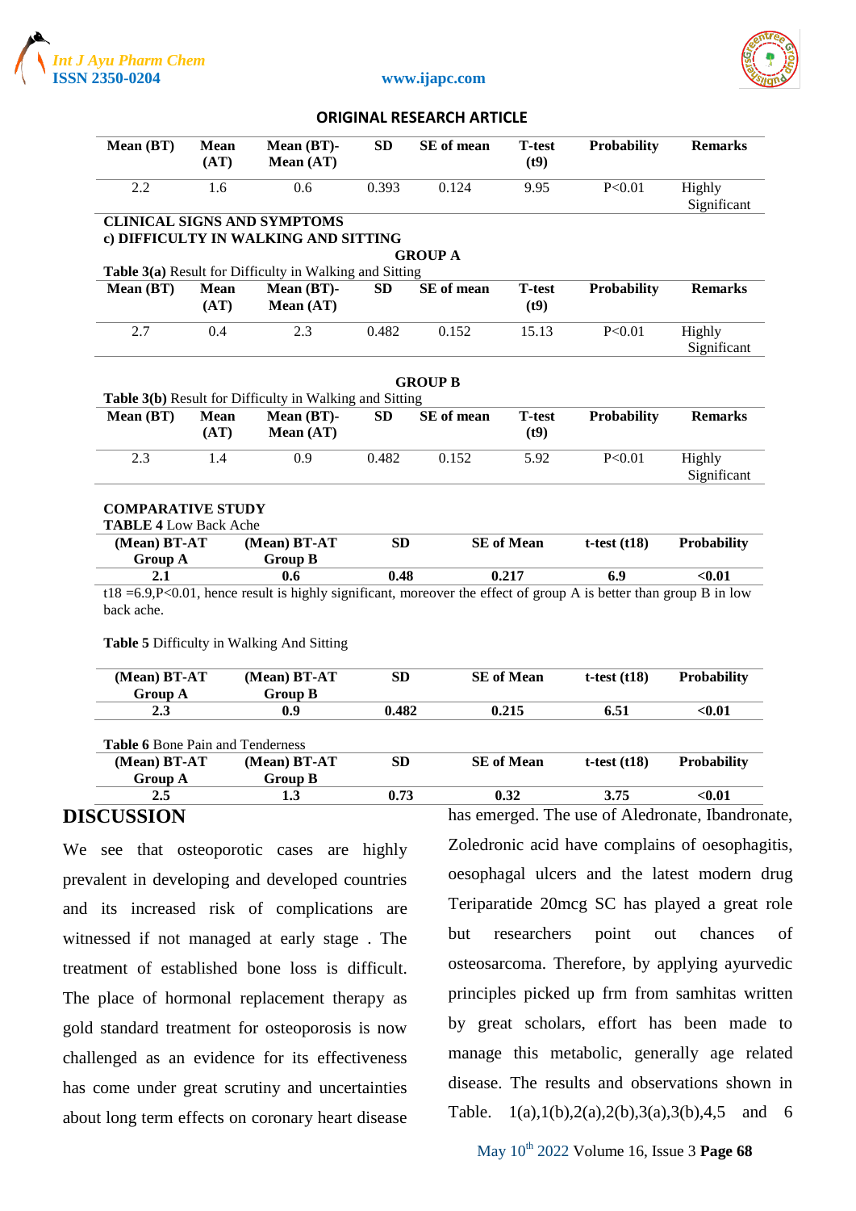ORIGINAL RESEARCH ARTICLE

| Mean (BT) | Mean (AT) | Mean (BT)-Mean (AT) | SD | SE of mean | T-test (t9) | Probability | Remarks |
|---|---|---|---|---|---|---|---|
| 2.2 | 1.6 | 0.6 | 0.393 | 0.124 | 9.95 | P<0.01 | Highly Significant |

**CLINICAL SIGNS AND SYMPTOMS**

**c) DIFFICULTY IN WALKING AND SITTING**

**GROUP A**

**Table 3(a)** Result for Difficulty in Walking and Sitting

| Mean (BT) | Mean (AT) | Mean (BT)-Mean (AT) | SD | SE of mean | T-test (t9) | Probability | Remarks |
|---|---|---|---|---|---|---|---|
| 2.7 | 0.4 | 2.3 | 0.482 | 0.152 | 15.13 | P<0.01 | Highly Significant |

**GROUP B**

**Table 3(b)** Result for Difficulty in Walking and Sitting

| Mean (BT) | Mean (AT) | Mean (BT)-Mean (AT) | SD | SE of mean | T-test (t9) | Probability | Remarks |
|---|---|---|---|---|---|---|---|
| 2.3 | 1.4 | 0.9 | 0.482 | 0.152 | 5.92 | P<0.01 | Highly Significant |

**COMPARATIVE STUDY**

**TABLE 4** Low Back Ache

| (Mean) BT-AT Group A | (Mean) BT-AT Group B | SD | SE of Mean | t-test (t18) | Probability |
|---|---|---|---|---|---|
| **2.1** | **0.6** | **0.48** | **0.217** | **6.9** | **<0.01** |

t18 =6.9,P<0.01, hence result is highly significant, moreover the effect of group A is better than group B in low back ache.

**Table 5** Difficulty in Walking And Sitting

| (Mean) BT-AT Group A | (Mean) BT-AT Group B | SD | SE of Mean | t-test (t18) | Probability |
|---|---|---|---|---|---|
| **2.3** | **0.9** | **0.482** | **0.215** | **6.51** | **<0.01** |

**Table 6** Bone Pain and Tenderness

| (Mean) BT-AT Group A | (Mean) BT-AT Group B | SD | SE of Mean | t-test (t18) | Probability |
|---|---|---|---|---|---|
| **2.5** | **1.3** | **0.73** | **0.32** | **3.75** | **<0.01** |

## DISCUSSION

We see that osteoporotic cases are highly prevalent in developing and developed countries and its increased risk of complications are witnessed if not managed at early stage . The treatment of established bone loss is difficult. The place of hormonal replacement therapy as gold standard treatment for osteoporosis is now challenged as an evidence for its effectiveness has come under great scrutiny and uncertainties about long term effects on coronary heart disease has emerged. The use of Aledronate, Ibandronate, Zoledronic acid have complains of oesophagitis, oesophagal ulcers and the latest modern drug Teriparatide 20mcg SC has played a great role but researchers point out chances of osteosarcoma. Therefore, by applying ayurvedic principles picked up frm from samhitas written by great scholars, effort has been made to manage this metabolic, generally age related disease. The results and observations shown in Table. 1(a),1(b),2(a),2(b),3(a),3(b),4,5 and 6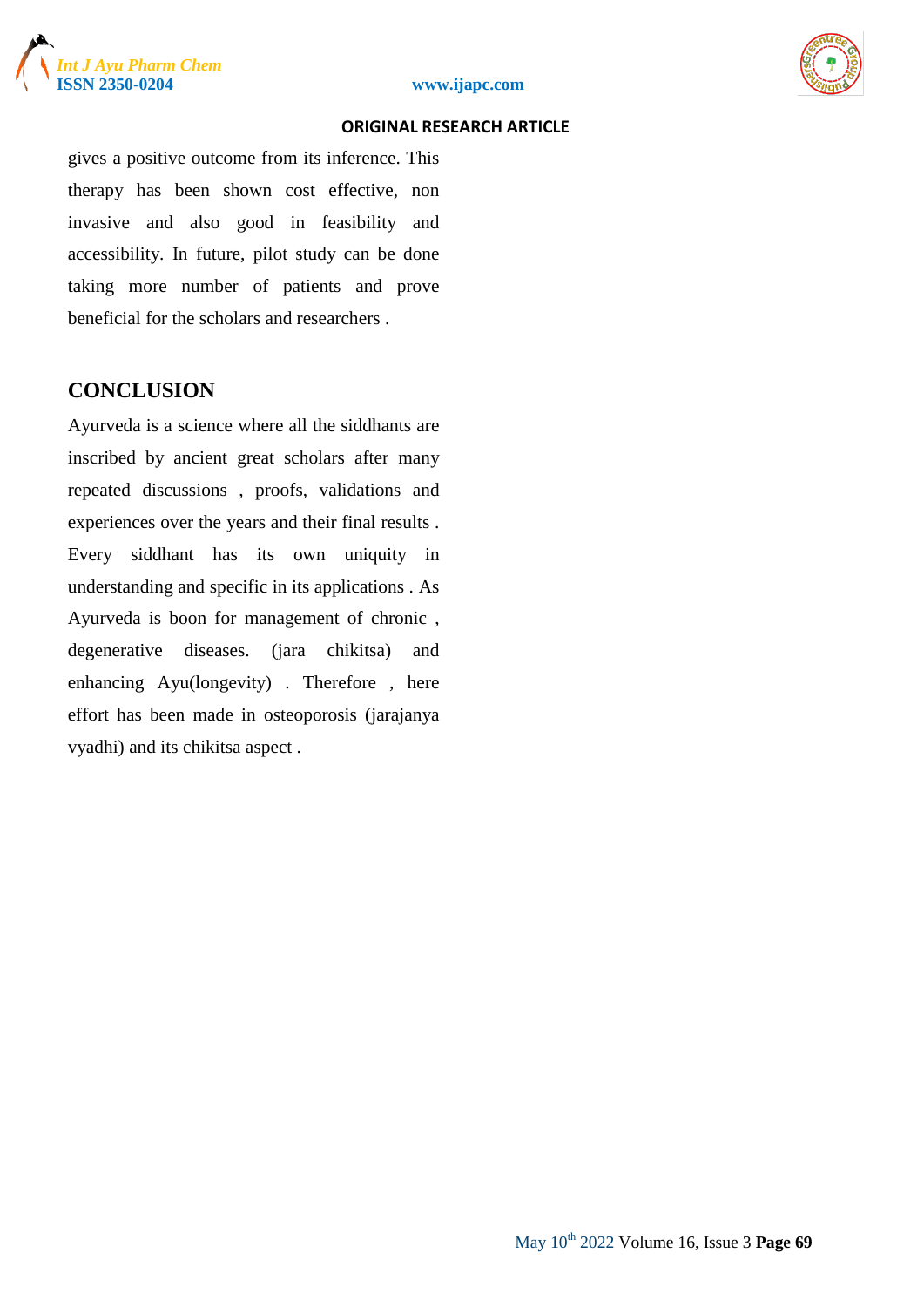gives a positive outcome from its inference. This therapy has been shown cost effective, non invasive and also good in feasibility and accessibility. In future, pilot study can be done taking more number of patients and prove beneficial for the scholars and researchers .

## CONCLUSION

Ayurveda is a science where all the siddhants are inscribed by ancient great scholars after many repeated discussions , proofs, validations and experiences over the years and their final results . Every siddhant has its own uniquity in understanding and specific in its applications . As Ayurveda is boon for management of chronic , degenerative diseases. (jara chikitsa) and enhancing Ayu(longevity) . Therefore , here effort has been made in osteoporosis (jarajanya vyadhi) and its chikitsa aspect .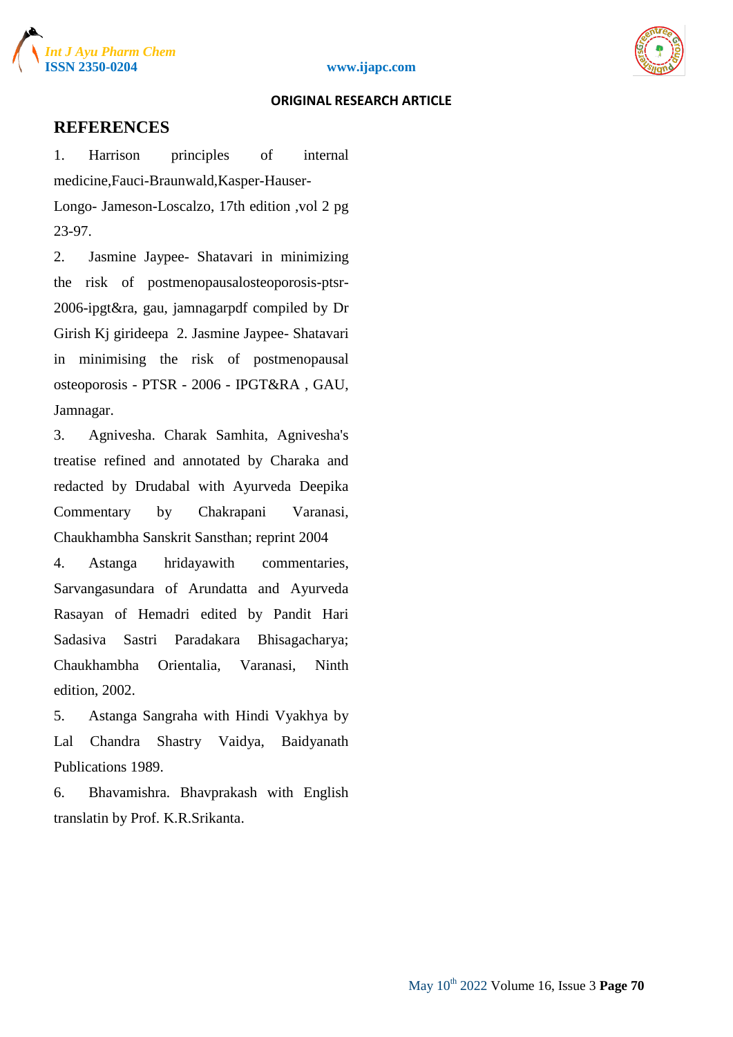## REFERENCES

1. Harrison principles of internal medicine,Fauci-Braunwald,Kasper-Hauser-Longo- Jameson-Loscalzo, 17th edition ,vol 2 pg 23-97.
2. Jasmine Jaypee- Shatavari in minimizing the risk of postmenopausalosteoporosis-ptsr-2006-ipgt&ra, gau, jamnagarpdf compiled by Dr Girish Kj girideepa 2. Jasmine Jaypee- Shatavari in minimising the risk of postmenopausal osteoporosis - PTSR - 2006 - IPGT&RA , GAU, Jamnagar.
3. Agnivesha. Charak Samhita, Agnivesha's treatise refined and annotated by Charaka and redacted by Drudabal with Ayurveda Deepika Commentary by Chakrapani Varanasi, Chaukhambha Sanskrit Sansthan; reprint 2004
4. Astanga hridayawith commentaries, Sarvangasundara of Arundatta and Ayurveda Rasayan of Hemadri edited by Pandit Hari Sadasiva Sastri Paradakara Bhisagacharya; Chaukhambha Orientalia, Varanasi, Ninth edition, 2002.
5. Astanga Sangraha with Hindi Vyakhya by Lal Chandra Shastry Vaidya, Baidyanath Publications 1989.
6. Bhavamishra. Bhavprakash with English translatin by Prof. K.R.Srikanta.